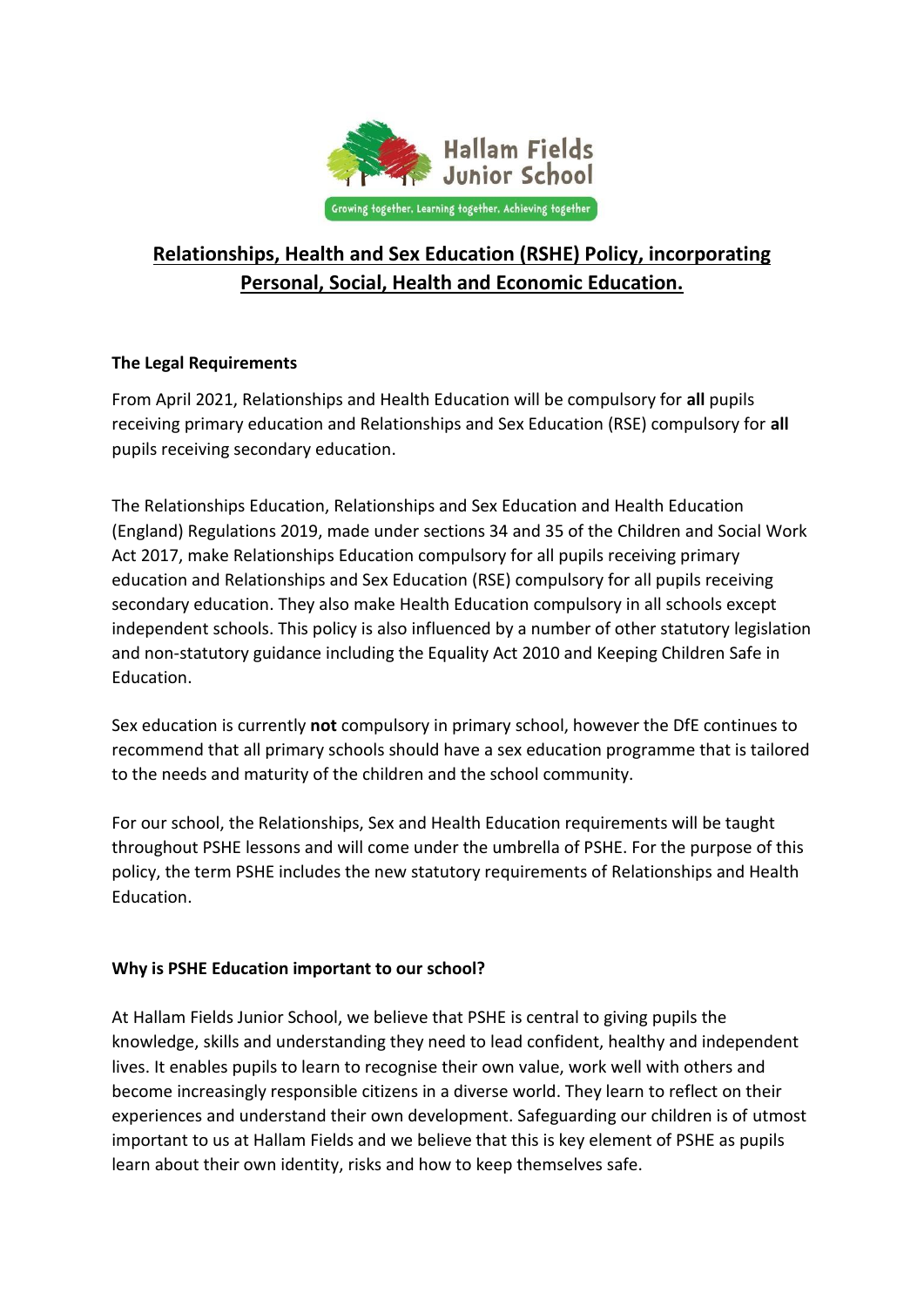# Relationships, Health and Sex Education (RSHE) Policy, incorporating Personal, Social, Health and Economic Education.

## The Legal Requirements

From April 2021, Relationships and Health Education will be compulsory for **all** pupils receiving primary education and Relationships and Sex Education (RSE) compulsory for **all** pupils receiving secondary education.

The Relationships Education, Relationships and Sex Education and Health Education (England) Regulations 2019, made under sections 34 and 35 of the Children and Social Work Act 2017, make Relationships Education compulsory for all pupils receiving primary education and Relationships and Sex Education (RSE) compulsory for all pupils receiving secondary education. They also make Health Education compulsory in all schools except independent schools. This policy is also influenced by a number of other statutory legislation and non-statutory guidance including the Equality Act 2010 and Keeping Children Safe in Education.

Sex education is currently **not** compulsory in primary school, however the DfE continues to recommend that all primary schools should have a sex education programme that is tailored to the needs and maturity of the children and the school community.

For our school, the Relationships, Sex and Health Education requirements will be taught throughout PSHE lessons and will come under the umbrella of PSHE. For the purpose of this policy, the term PSHE includes the new statutory requirements of Relationships and Health Education.

## Why is PSHE Education important to our school?

At Hallam Fields Junior School, we believe that PSHE is central to giving pupils the knowledge, skills and understanding they need to lead confident, healthy and independent lives. It enables pupils to learn to recognise their own value, work well with others and become increasingly responsible citizens in a diverse world. They learn to reflect on their experiences and understand their own development. Safeguarding our children is of utmost important to us at Hallam Fields and we believe that this is key element of PSHE as pupils learn about their own identity, risks and how to keep themselves safe.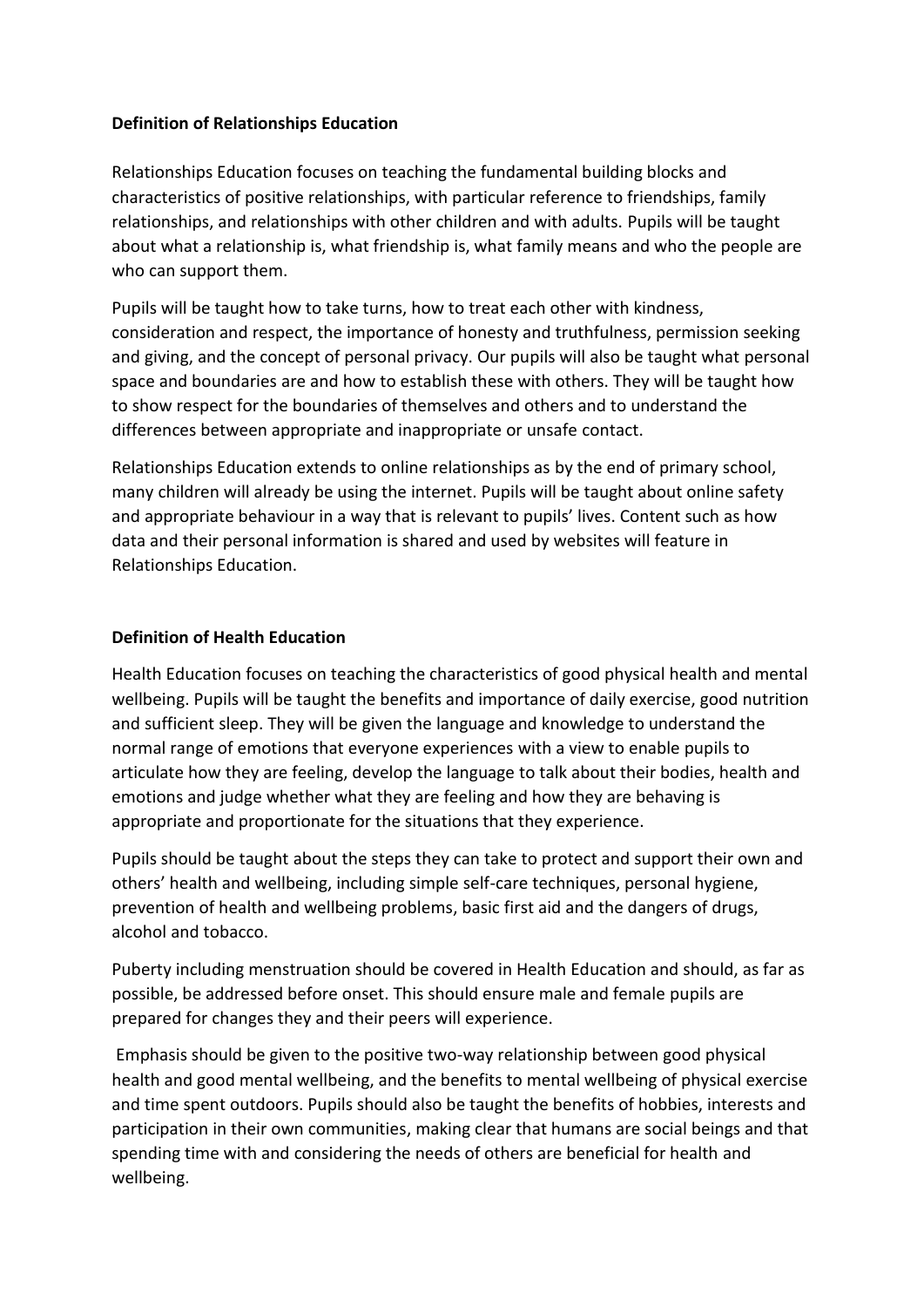**Definition of Relationships Education**

Relationships Education focuses on teaching the fundamental building blocks and characteristics of positive relationships, with particular reference to friendships, family relationships, and relationships with other children and with adults. Pupils will be taught about what a relationship is, what friendship is, what family means and who the people are who can support them.

Pupils will be taught how to take turns, how to treat each other with kindness, consideration and respect, the importance of honesty and truthfulness, permission seeking and giving, and the concept of personal privacy. Our pupils will also be taught what personal space and boundaries are and how to establish these with others. They will be taught how to show respect for the boundaries of themselves and others and to understand the differences between appropriate and inappropriate or unsafe contact.

Relationships Education extends to online relationships as by the end of primary school, many children will already be using the internet. Pupils will be taught about online safety and appropriate behaviour in a way that is relevant to pupils' lives. Content such as how data and their personal information is shared and used by websites will feature in Relationships Education.

**Definition of Health Education**

Health Education focuses on teaching the characteristics of good physical health and mental wellbeing. Pupils will be taught the benefits and importance of daily exercise, good nutrition and sufficient sleep. They will be given the language and knowledge to understand the normal range of emotions that everyone experiences with a view to enable pupils to articulate how they are feeling, develop the language to talk about their bodies, health and emotions and judge whether what they are feeling and how they are behaving is appropriate and proportionate for the situations that they experience.

Pupils should be taught about the steps they can take to protect and support their own and others' health and wellbeing, including simple self-care techniques, personal hygiene, prevention of health and wellbeing problems, basic first aid and the dangers of drugs, alcohol and tobacco.

Puberty including menstruation should be covered in Health Education and should, as far as possible, be addressed before onset. This should ensure male and female pupils are prepared for changes they and their peers will experience.

Emphasis should be given to the positive two-way relationship between good physical health and good mental wellbeing, and the benefits to mental wellbeing of physical exercise and time spent outdoors. Pupils should also be taught the benefits of hobbies, interests and participation in their own communities, making clear that humans are social beings and that spending time with and considering the needs of others are beneficial for health and wellbeing.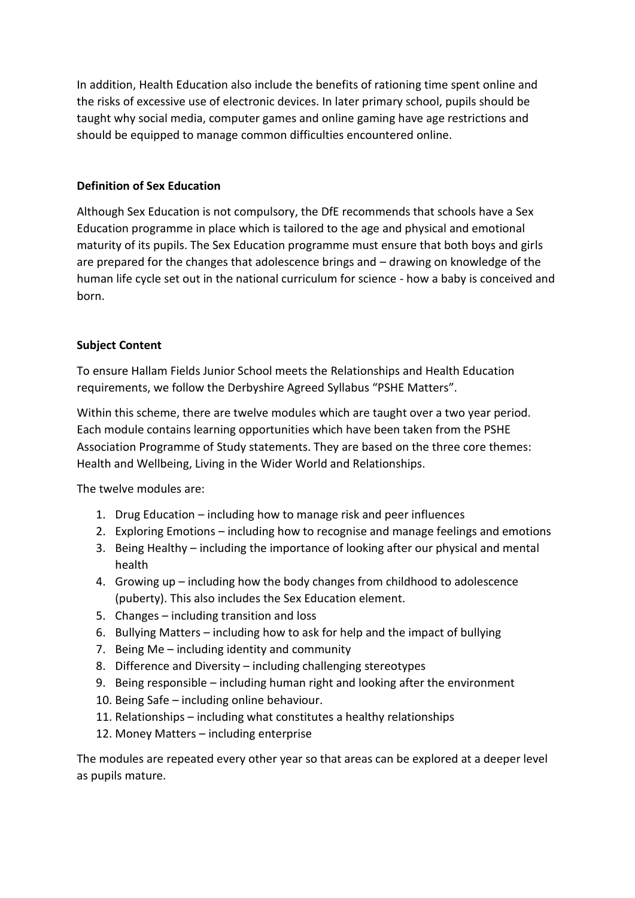In addition, Health Education also include the benefits of rationing time spent online and the risks of excessive use of electronic devices. In later primary school, pupils should be taught why social media, computer games and online gaming have age restrictions and should be equipped to manage common difficulties encountered online.

**Definition of Sex Education**

Although Sex Education is not compulsory, the DfE recommends that schools have a Sex Education programme in place which is tailored to the age and physical and emotional maturity of its pupils. The Sex Education programme must ensure that both boys and girls are prepared for the changes that adolescence brings and – drawing on knowledge of the human life cycle set out in the national curriculum for science - how a baby is conceived and born.

**Subject Content**

To ensure Hallam Fields Junior School meets the Relationships and Health Education requirements, we follow the Derbyshire Agreed Syllabus "PSHE Matters".

Within this scheme, there are twelve modules which are taught over a two year period. Each module contains learning opportunities which have been taken from the PSHE Association Programme of Study statements. They are based on the three core themes: Health and Wellbeing, Living in the Wider World and Relationships.

The twelve modules are:

1. Drug Education – including how to manage risk and peer influences
2. Exploring Emotions – including how to recognise and manage feelings and emotions
3. Being Healthy – including the importance of looking after our physical and mental health
4. Growing up – including how the body changes from childhood to adolescence (puberty). This also includes the Sex Education element.
5. Changes – including transition and loss
6. Bullying Matters – including how to ask for help and the impact of bullying
7. Being Me – including identity and community
8. Difference and Diversity – including challenging stereotypes
9. Being responsible – including human right and looking after the environment
10. Being Safe – including online behaviour.
11. Relationships – including what constitutes a healthy relationships
12. Money Matters – including enterprise

The modules are repeated every other year so that areas can be explored at a deeper level as pupils mature.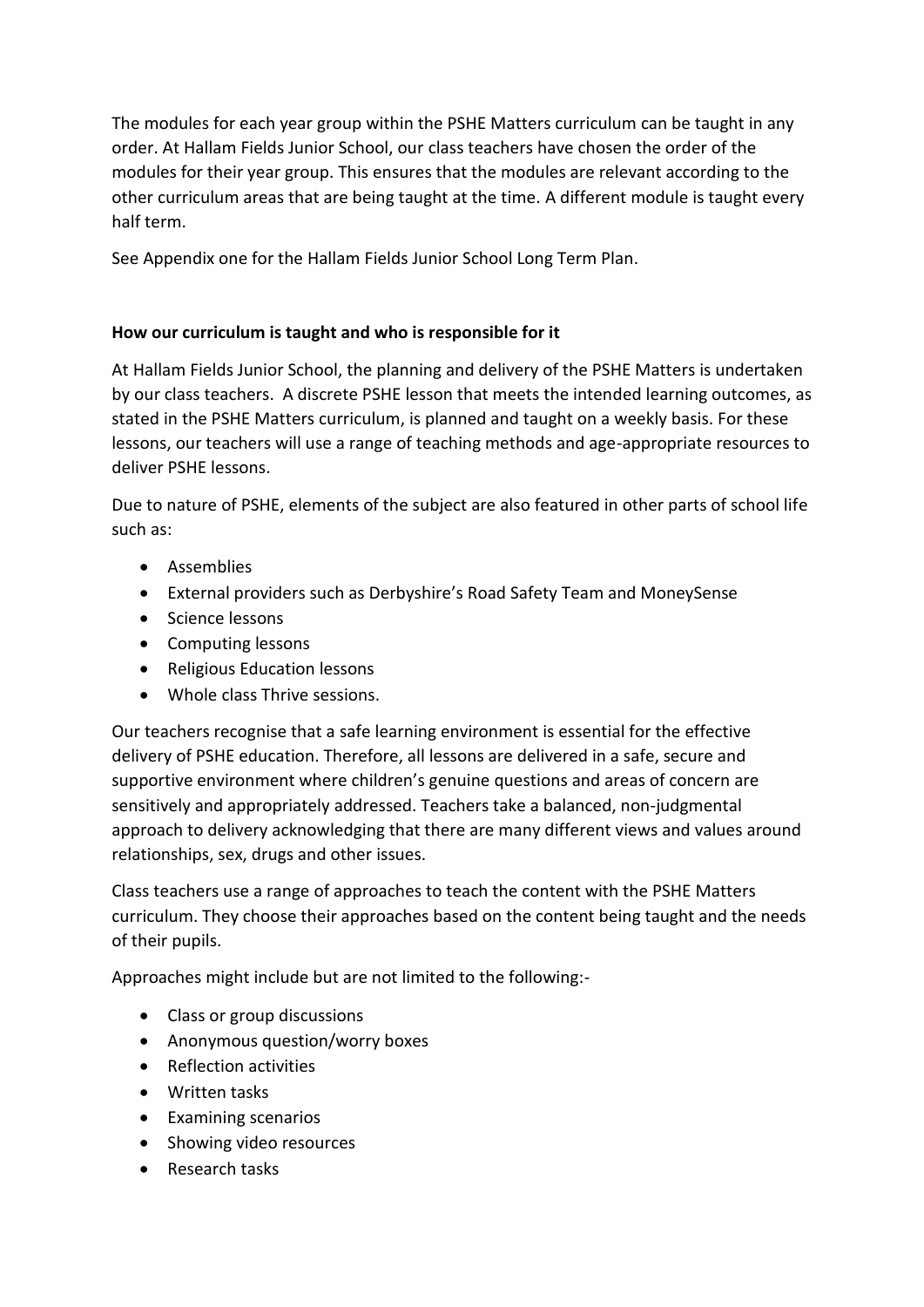The modules for each year group within the PSHE Matters curriculum can be taught in any order. At Hallam Fields Junior School, our class teachers have chosen the order of the modules for their year group. This ensures that the modules are relevant according to the other curriculum areas that are being taught at the time. A different module is taught every half term.

See Appendix one for the Hallam Fields Junior School Long Term Plan.

**How our curriculum is taught and who is responsible for it**

At Hallam Fields Junior School, the planning and delivery of the PSHE Matters is undertaken by our class teachers. A discrete PSHE lesson that meets the intended learning outcomes, as stated in the PSHE Matters curriculum, is planned and taught on a weekly basis. For these lessons, our teachers will use a range of teaching methods and age-appropriate resources to deliver PSHE lessons.

Due to nature of PSHE, elements of the subject are also featured in other parts of school life such as:

- Assemblies
- External providers such as Derbyshire's Road Safety Team and MoneySense
- Science lessons
- Computing lessons
- Religious Education lessons
- Whole class Thrive sessions.

Our teachers recognise that a safe learning environment is essential for the effective delivery of PSHE education. Therefore, all lessons are delivered in a safe, secure and supportive environment where children's genuine questions and areas of concern are sensitively and appropriately addressed. Teachers take a balanced, non-judgmental approach to delivery acknowledging that there are many different views and values around relationships, sex, drugs and other issues.

Class teachers use a range of approaches to teach the content with the PSHE Matters curriculum. They choose their approaches based on the content being taught and the needs of their pupils.

Approaches might include but are not limited to the following:-

- Class or group discussions
- Anonymous question/worry boxes
- Reflection activities
- Written tasks
- Examining scenarios
- Showing video resources
- Research tasks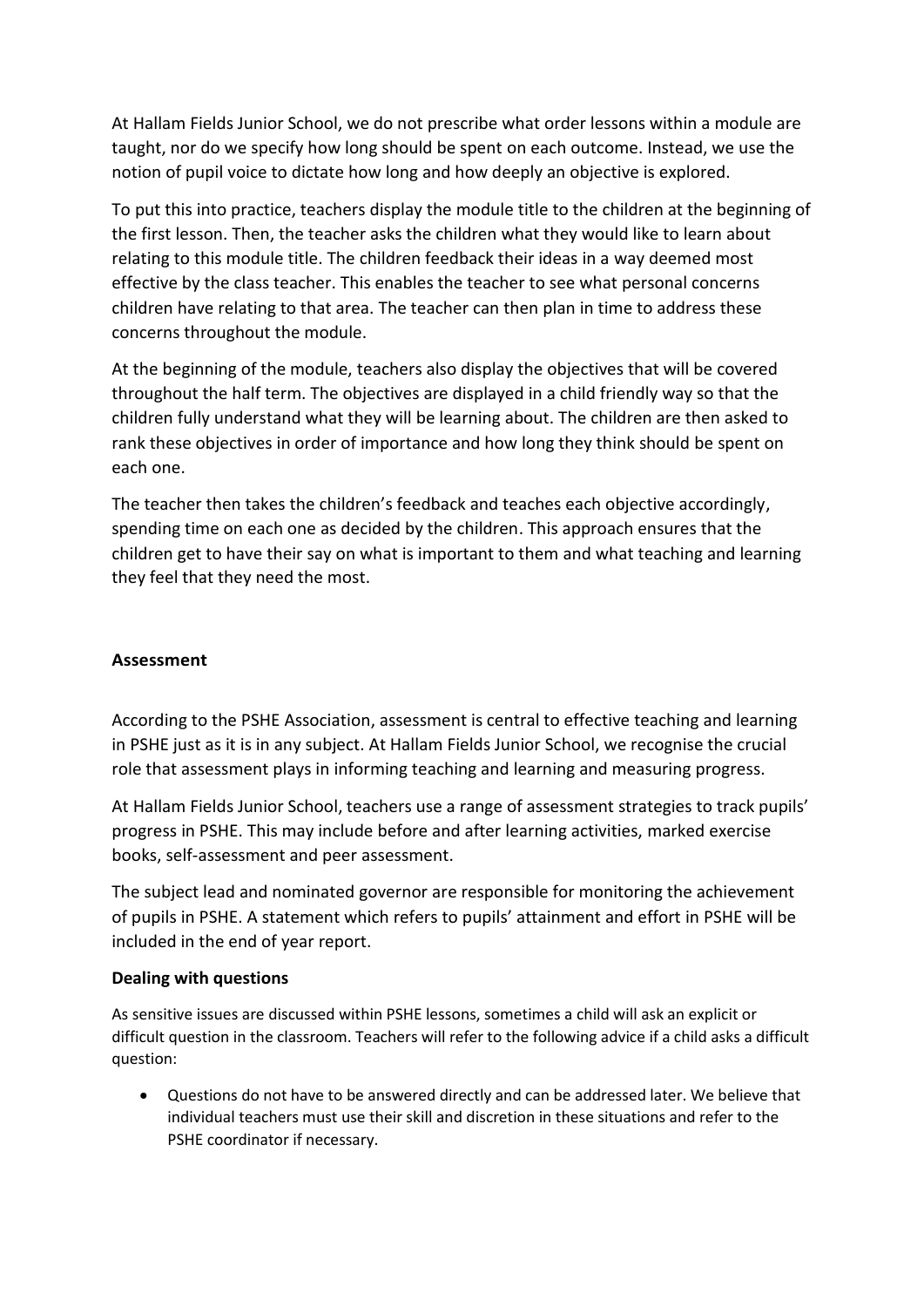At Hallam Fields Junior School, we do not prescribe what order lessons within a module are taught, nor do we specify how long should be spent on each outcome. Instead, we use the notion of pupil voice to dictate how long and how deeply an objective is explored.

To put this into practice, teachers display the module title to the children at the beginning of the first lesson. Then, the teacher asks the children what they would like to learn about relating to this module title. The children feedback their ideas in a way deemed most effective by the class teacher. This enables the teacher to see what personal concerns children have relating to that area. The teacher can then plan in time to address these concerns throughout the module.

At the beginning of the module, teachers also display the objectives that will be covered throughout the half term. The objectives are displayed in a child friendly way so that the children fully understand what they will be learning about. The children are then asked to rank these objectives in order of importance and how long they think should be spent on each one.

The teacher then takes the children's feedback and teaches each objective accordingly, spending time on each one as decided by the children. This approach ensures that the children get to have their say on what is important to them and what teaching and learning they feel that they need the most.

**Assessment**

According to the PSHE Association, assessment is central to effective teaching and learning in PSHE just as it is in any subject. At Hallam Fields Junior School, we recognise the crucial role that assessment plays in informing teaching and learning and measuring progress.

At Hallam Fields Junior School, teachers use a range of assessment strategies to track pupils' progress in PSHE. This may include before and after learning activities, marked exercise books, self-assessment and peer assessment.

The subject lead and nominated governor are responsible for monitoring the achievement of pupils in PSHE. A statement which refers to pupils' attainment and effort in PSHE will be included in the end of year report.

**Dealing with questions**

As sensitive issues are discussed within PSHE lessons, sometimes a child will ask an explicit or difficult question in the classroom. Teachers will refer to the following advice if a child asks a difficult question:

- Questions do not have to be answered directly and can be addressed later. We believe that individual teachers must use their skill and discretion in these situations and refer to the PSHE coordinator if necessary.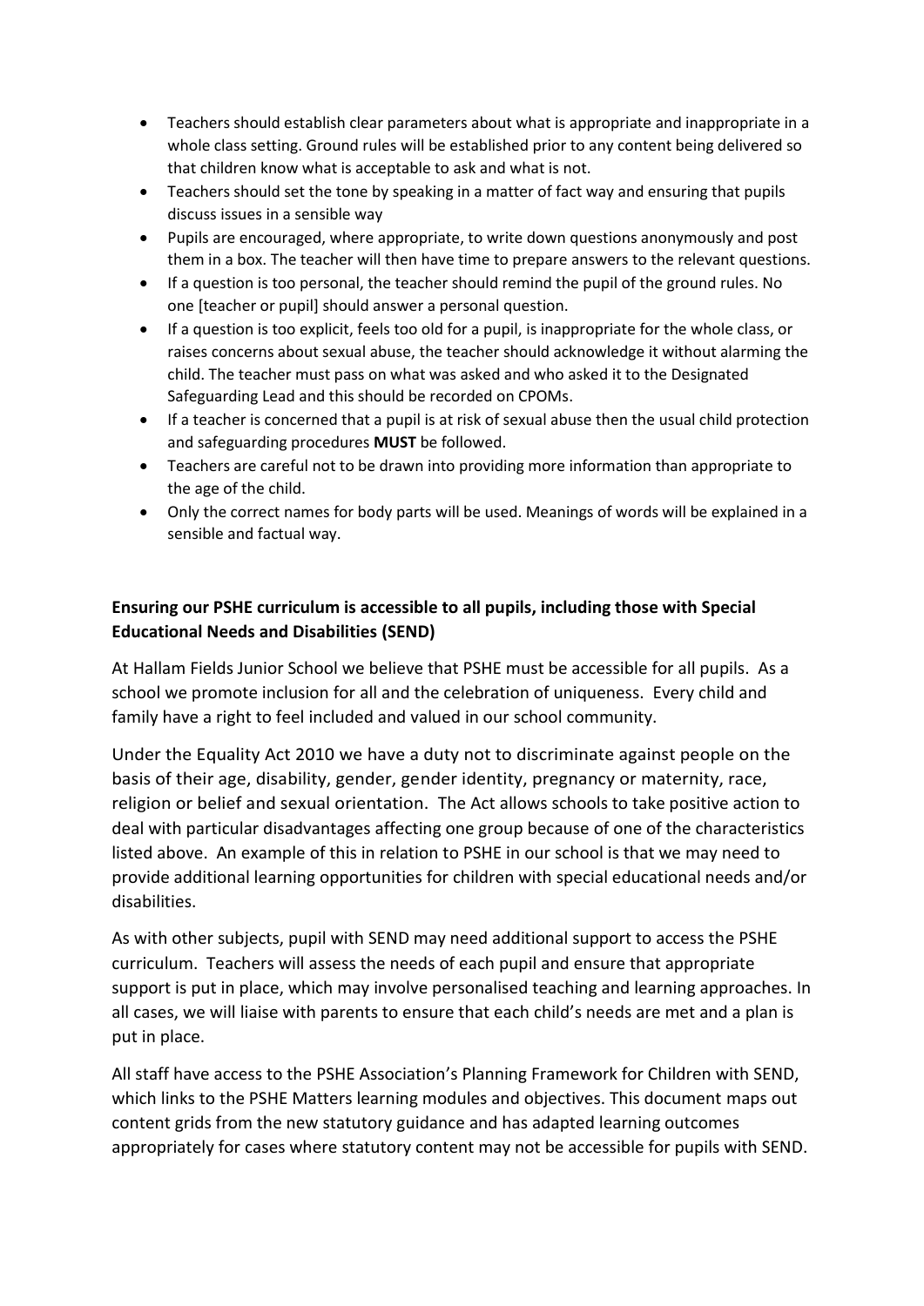- Teachers should establish clear parameters about what is appropriate and inappropriate in a whole class setting. Ground rules will be established prior to any content being delivered so that children know what is acceptable to ask and what is not.
- Teachers should set the tone by speaking in a matter of fact way and ensuring that pupils discuss issues in a sensible way
- Pupils are encouraged, where appropriate, to write down questions anonymously and post them in a box. The teacher will then have time to prepare answers to the relevant questions.
- If a question is too personal, the teacher should remind the pupil of the ground rules. No one [teacher or pupil] should answer a personal question.
- If a question is too explicit, feels too old for a pupil, is inappropriate for the whole class, or raises concerns about sexual abuse, the teacher should acknowledge it without alarming the child. The teacher must pass on what was asked and who asked it to the Designated Safeguarding Lead and this should be recorded on CPOMs.
- If a teacher is concerned that a pupil is at risk of sexual abuse then the usual child protection and safeguarding procedures **MUST** be followed.
- Teachers are careful not to be drawn into providing more information than appropriate to the age of the child.
- Only the correct names for body parts will be used. Meanings of words will be explained in a sensible and factual way.

**Ensuring our PSHE curriculum is accessible to all pupils, including those with Special Educational Needs and Disabilities (SEND)**

At Hallam Fields Junior School we believe that PSHE must be accessible for all pupils. As a school we promote inclusion for all and the celebration of uniqueness. Every child and family have a right to feel included and valued in our school community.

Under the Equality Act 2010 we have a duty not to discriminate against people on the basis of their age, disability, gender, gender identity, pregnancy or maternity, race, religion or belief and sexual orientation. The Act allows schools to take positive action to deal with particular disadvantages affecting one group because of one of the characteristics listed above. An example of this in relation to PSHE in our school is that we may need to provide additional learning opportunities for children with special educational needs and/or disabilities.

As with other subjects, pupil with SEND may need additional support to access the PSHE curriculum. Teachers will assess the needs of each pupil and ensure that appropriate support is put in place, which may involve personalised teaching and learning approaches. In all cases, we will liaise with parents to ensure that each child's needs are met and a plan is put in place.

All staff have access to the PSHE Association's Planning Framework for Children with SEND, which links to the PSHE Matters learning modules and objectives. This document maps out content grids from the new statutory guidance and has adapted learning outcomes appropriately for cases where statutory content may not be accessible for pupils with SEND.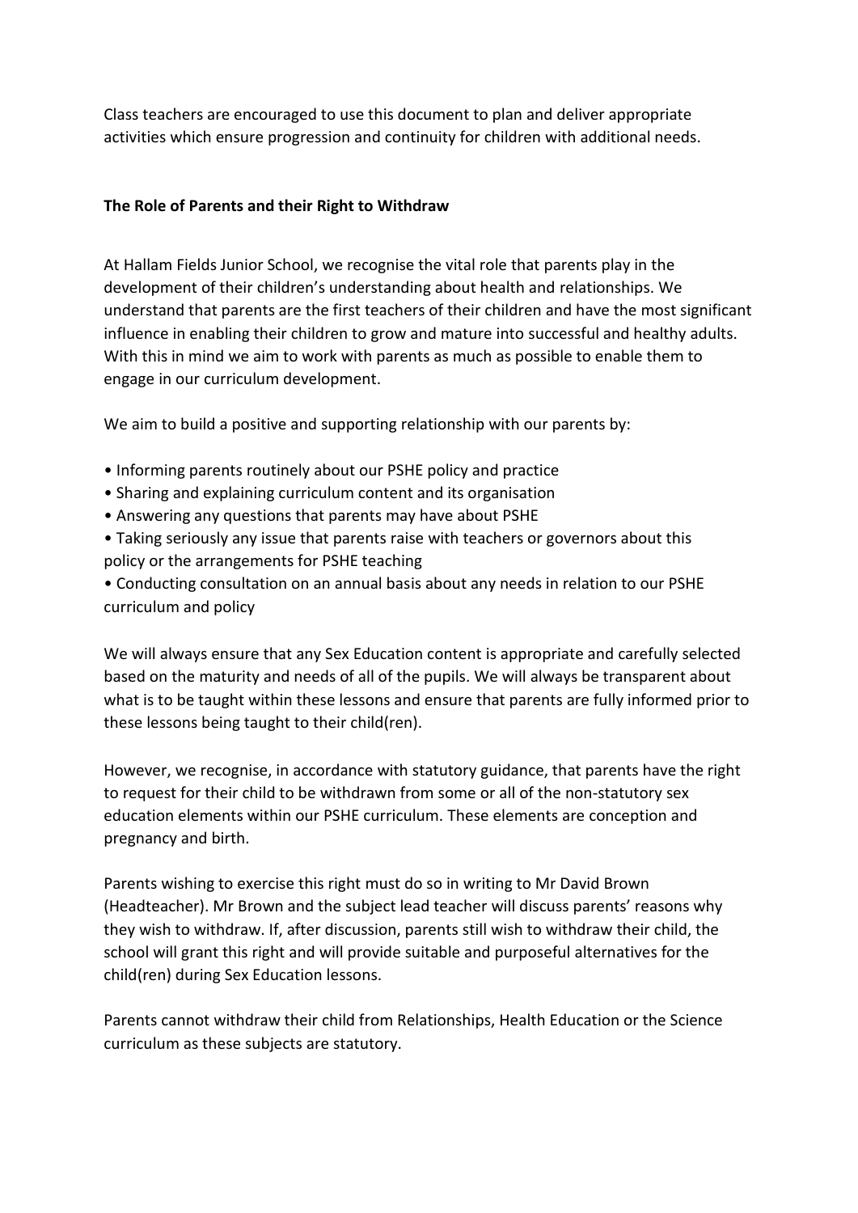Class teachers are encouraged to use this document to plan and deliver appropriate activities which ensure progression and continuity for children with additional needs.

**The Role of Parents and their Right to Withdraw**

At Hallam Fields Junior School, we recognise the vital role that parents play in the development of their children's understanding about health and relationships. We understand that parents are the first teachers of their children and have the most significant influence in enabling their children to grow and mature into successful and healthy adults. With this in mind we aim to work with parents as much as possible to enable them to engage in our curriculum development.

We aim to build a positive and supporting relationship with our parents by:

- Informing parents routinely about our PSHE policy and practice
- Sharing and explaining curriculum content and its organisation
- Answering any questions that parents may have about PSHE
- Taking seriously any issue that parents raise with teachers or governors about this policy or the arrangements for PSHE teaching
- Conducting consultation on an annual basis about any needs in relation to our PSHE curriculum and policy

We will always ensure that any Sex Education content is appropriate and carefully selected based on the maturity and needs of all of the pupils. We will always be transparent about what is to be taught within these lessons and ensure that parents are fully informed prior to these lessons being taught to their child(ren).

However, we recognise, in accordance with statutory guidance, that parents have the right to request for their child to be withdrawn from some or all of the non-statutory sex education elements within our PSHE curriculum. These elements are conception and pregnancy and birth.

Parents wishing to exercise this right must do so in writing to Mr David Brown (Headteacher). Mr Brown and the subject lead teacher will discuss parents' reasons why they wish to withdraw. If, after discussion, parents still wish to withdraw their child, the school will grant this right and will provide suitable and purposeful alternatives for the child(ren) during Sex Education lessons.

Parents cannot withdraw their child from Relationships, Health Education or the Science curriculum as these subjects are statutory.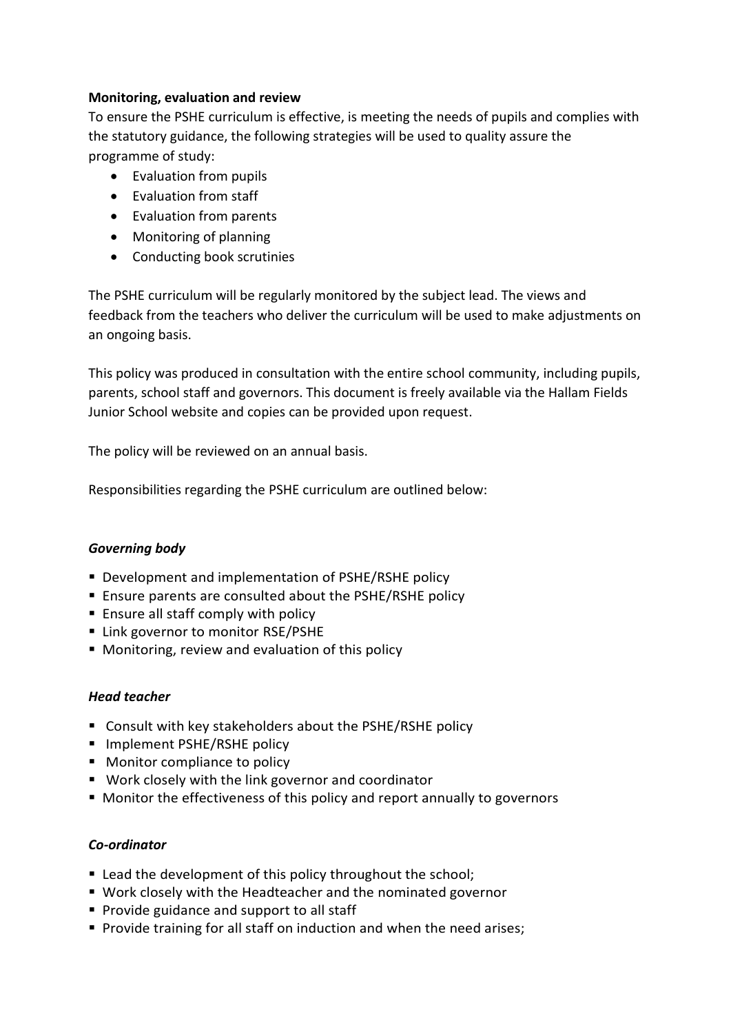**Monitoring, evaluation and review**

To ensure the PSHE curriculum is effective, is meeting the needs of pupils and complies with the statutory guidance, the following strategies will be used to quality assure the programme of study:

- Evaluation from pupils
- Evaluation from staff
- Evaluation from parents
- Monitoring of planning
- Conducting book scrutinies

The PSHE curriculum will be regularly monitored by the subject lead. The views and feedback from the teachers who deliver the curriculum will be used to make adjustments on an ongoing basis.

This policy was produced in consultation with the entire school community, including pupils, parents, school staff and governors. This document is freely available via the Hallam Fields Junior School website and copies can be provided upon request.

The policy will be reviewed on an annual basis.

Responsibilities regarding the PSHE curriculum are outlined below:

***Governing body***

- Development and implementation of PSHE/RSHE policy
- Ensure parents are consulted about the PSHE/RSHE policy
- Ensure all staff comply with policy
- Link governor to monitor RSE/PSHE
- Monitoring, review and evaluation of this policy

***Head teacher***

- Consult with key stakeholders about the PSHE/RSHE policy
- Implement PSHE/RSHE policy
- Monitor compliance to policy
- Work closely with the link governor and coordinator
- Monitor the effectiveness of this policy and report annually to governors

***Co-ordinator***

- Lead the development of this policy throughout the school;
- Work closely with the Headteacher and the nominated governor
- Provide guidance and support to all staff
- Provide training for all staff on induction and when the need arises;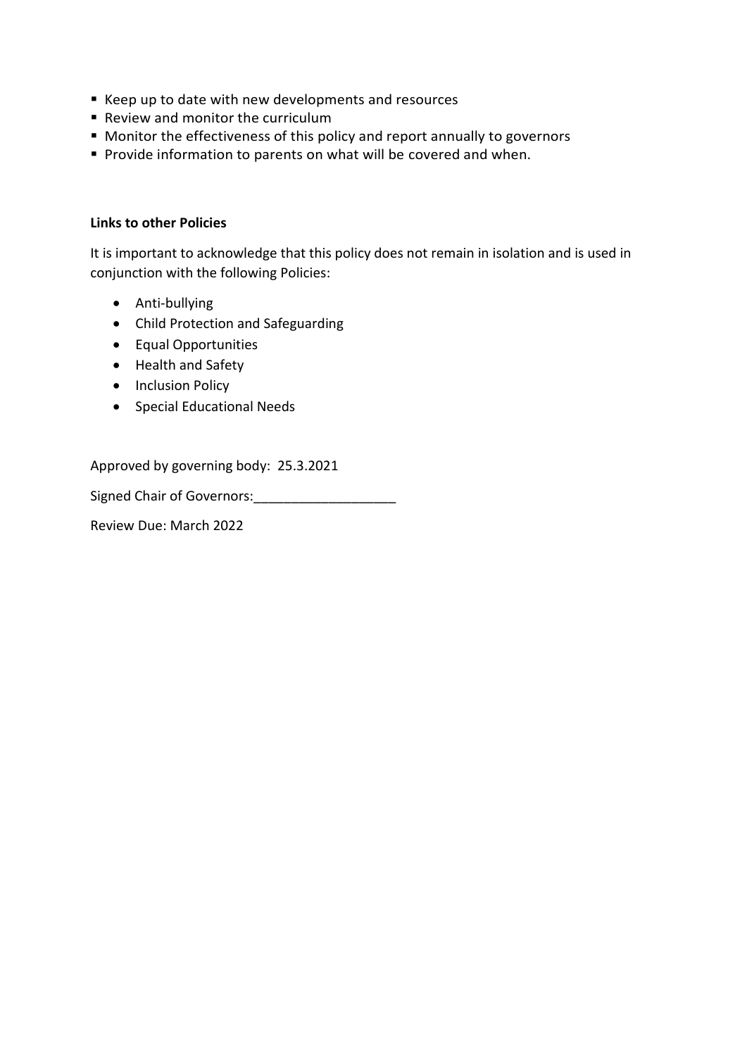- Keep up to date with new developments and resources
- Review and monitor the curriculum
- Monitor the effectiveness of this policy and report annually to governors
- Provide information to parents on what will be covered and when.

**Links to other Policies**

It is important to acknowledge that this policy does not remain in isolation and is used in conjunction with the following Policies:

- Anti-bullying
- Child Protection and Safeguarding
- Equal Opportunities
- Health and Safety
- Inclusion Policy
- Special Educational Needs

Approved by governing body: 25.3.2021

Signed Chair of Governors:___________________

Review Due: March 2022